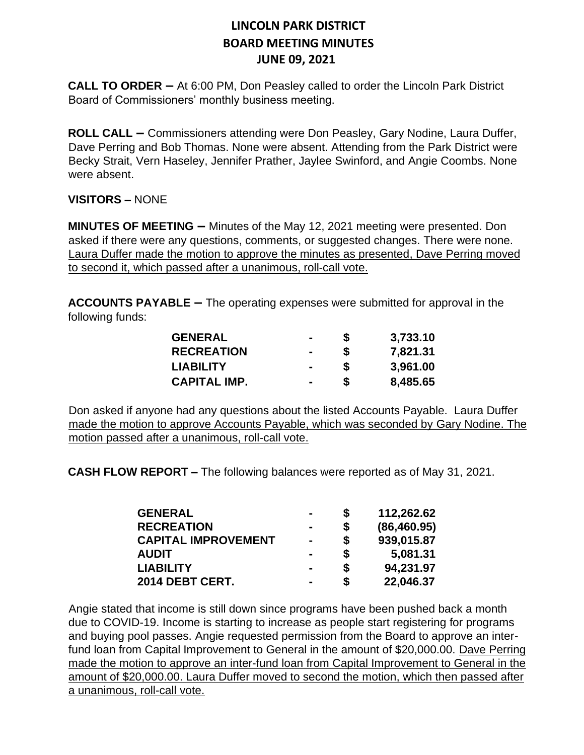# LINCOLN PARK DISTRICT
# BOARD MEETING MINUTES
# JUNE 09, 2021

**CALL TO ORDER –** At 6:00 PM, Don Peasley called to order the Lincoln Park District Board of Commissioners' monthly business meeting.

**ROLL CALL –** Commissioners attending were Don Peasley, Gary Nodine, Laura Duffer, Dave Perring and Bob Thomas. None were absent. Attending from the Park District were Becky Strait, Vern Haseley, Jennifer Prather, Jaylee Swinford, and Angie Coombs. None were absent.

**VISITORS –** NONE

**MINUTES OF MEETING –** Minutes of the May 12, 2021 meeting were presented. Don asked if there were any questions, comments, or suggested changes. There were none. Laura Duffer made the motion to approve the minutes as presented, Dave Perring moved to second it, which passed after a unanimous, roll-call vote.

**ACCOUNTS PAYABLE –** The operating expenses were submitted for approval in the following funds:

| | | | |
|---|---|---|---|
| **GENERAL** | **-** | **$** | **3,733.10** |
| **RECREATION** | **-** | **$** | **7,821.31** |
| **LIABILITY** | **-** | **$** | **3,961.00** |
| **CAPITAL IMP.** | **-** | **$** | **8,485.65** |

Don asked if anyone had any questions about the listed Accounts Payable. Laura Duffer made the motion to approve Accounts Payable, which was seconded by Gary Nodine. The motion passed after a unanimous, roll-call vote.

**CASH FLOW REPORT –** The following balances were reported as of May 31, 2021.

| | | | |
|---|---|---|---|
| **GENERAL** | **-** | **$** | **112,262.62** |
| **RECREATION** | **-** | **$** | **(86,460.95)** |
| **CAPITAL IMPROVEMENT** | **-** | **$** | **939,015.87** |
| **AUDIT** | **-** | **$** | **5,081.31** |
| **LIABILITY** | **-** | **$** | **94,231.97** |
| **2014 DEBT CERT.** | **-** | **$** | **22,046.37** |

Angie stated that income is still down since programs have been pushed back a month due to COVID-19. Income is starting to increase as people start registering for programs and buying pool passes. Angie requested permission from the Board to approve an inter-fund loan from Capital Improvement to General in the amount of $20,000.00. Dave Perring made the motion to approve an inter-fund loan from Capital Improvement to General in the amount of $20,000.00. Laura Duffer moved to second the motion, which then passed after a unanimous, roll-call vote.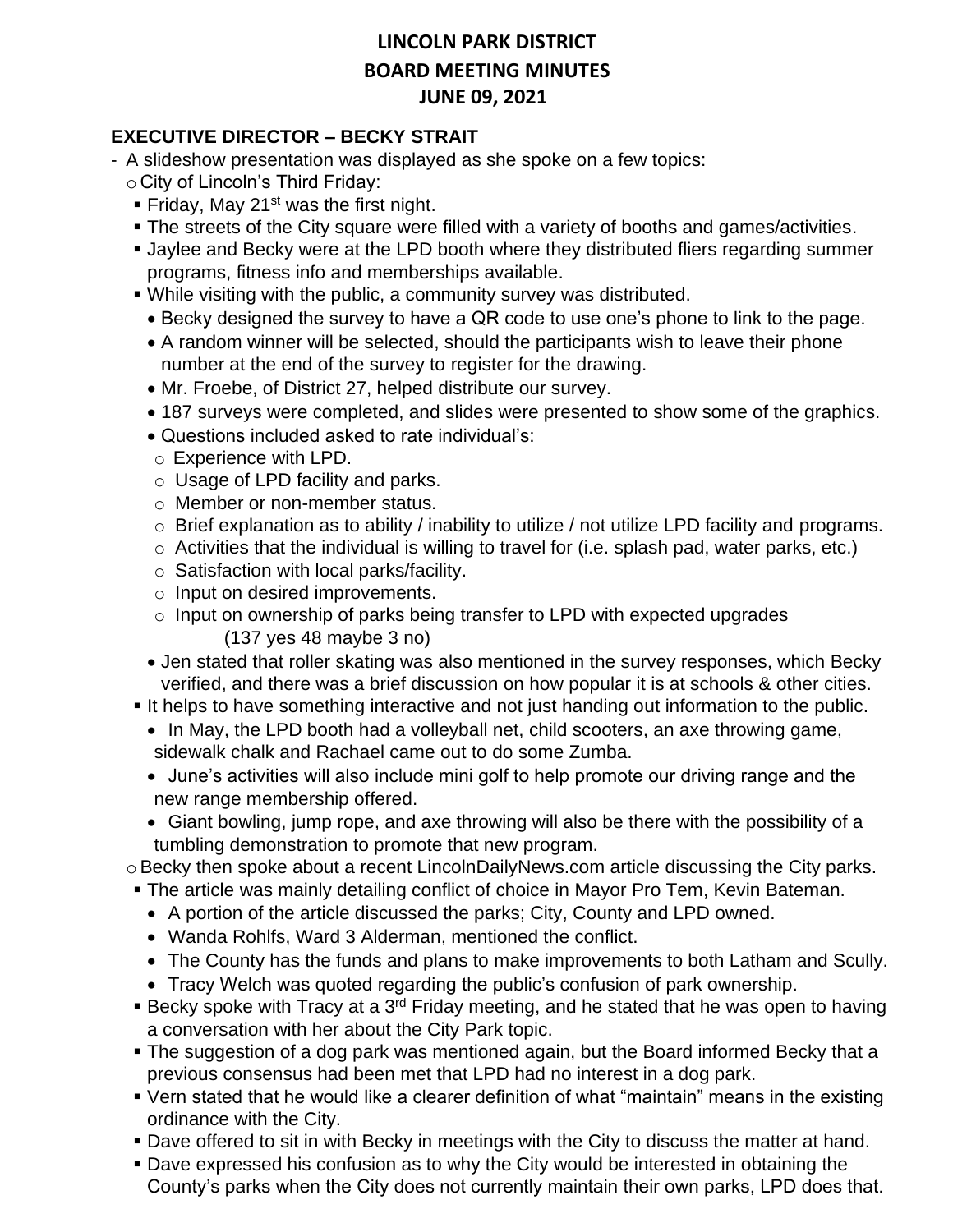# LINCOLN PARK DISTRICT
# BOARD MEETING MINUTES
# JUNE 09, 2021

## EXECUTIVE DIRECTOR – BECKY STRAIT

- A slideshow presentation was displayed as she spoke on a few topics:
  - City of Lincoln's Third Friday:
    - Friday, May 21st was the first night.
    - The streets of the City square were filled with a variety of booths and games/activities.
    - Jaylee and Becky were at the LPD booth where they distributed fliers regarding summer programs, fitness info and memberships available.
    - While visiting with the public, a community survey was distributed.
      - Becky designed the survey to have a QR code to use one's phone to link to the page.
      - A random winner will be selected, should the participants wish to leave their phone number at the end of the survey to register for the drawing.
      - Mr. Froebe, of District 27, helped distribute our survey.
      - 187 surveys were completed, and slides were presented to show some of the graphics.
      - Questions included asked to rate individual's:
        - Experience with LPD.
        - Usage of LPD facility and parks.
        - Member or non-member status.
        - Brief explanation as to ability / inability to utilize / not utilize LPD facility and programs.
        - Activities that the individual is willing to travel for (i.e. splash pad, water parks, etc.)
        - Satisfaction with local parks/facility.
        - Input on desired improvements.
        - Input on ownership of parks being transfer to LPD with expected upgrades (137 yes 48 maybe 3 no)
      - Jen stated that roller skating was also mentioned in the survey responses, which Becky verified, and there was a brief discussion on how popular it is at schools & other cities.
    - It helps to have something interactive and not just handing out information to the public.
      - In May, the LPD booth had a volleyball net, child scooters, an axe throwing game, sidewalk chalk and Rachael came out to do some Zumba.
      - June's activities will also include mini golf to help promote our driving range and the new range membership offered.
      - Giant bowling, jump rope, and axe throwing will also be there with the possibility of a tumbling demonstration to promote that new program.
  - Becky then spoke about a recent LincolnDailyNews.com article discussing the City parks.
    - The article was mainly detailing conflict of choice in Mayor Pro Tem, Kevin Bateman.
      - A portion of the article discussed the parks; City, County and LPD owned.
      - Wanda Rohlfs, Ward 3 Alderman, mentioned the conflict.
      - The County has the funds and plans to make improvements to both Latham and Scully.
      - Tracy Welch was quoted regarding the public's confusion of park ownership.
    - Becky spoke with Tracy at a 3rd Friday meeting, and he stated that he was open to having a conversation with her about the City Park topic.
    - The suggestion of a dog park was mentioned again, but the Board informed Becky that a previous consensus had been met that LPD had no interest in a dog park.
    - Vern stated that he would like a clearer definition of what "maintain" means in the existing ordinance with the City.
    - Dave offered to sit in with Becky in meetings with the City to discuss the matter at hand.
    - Dave expressed his confusion as to why the City would be interested in obtaining the County's parks when the City does not currently maintain their own parks, LPD does that.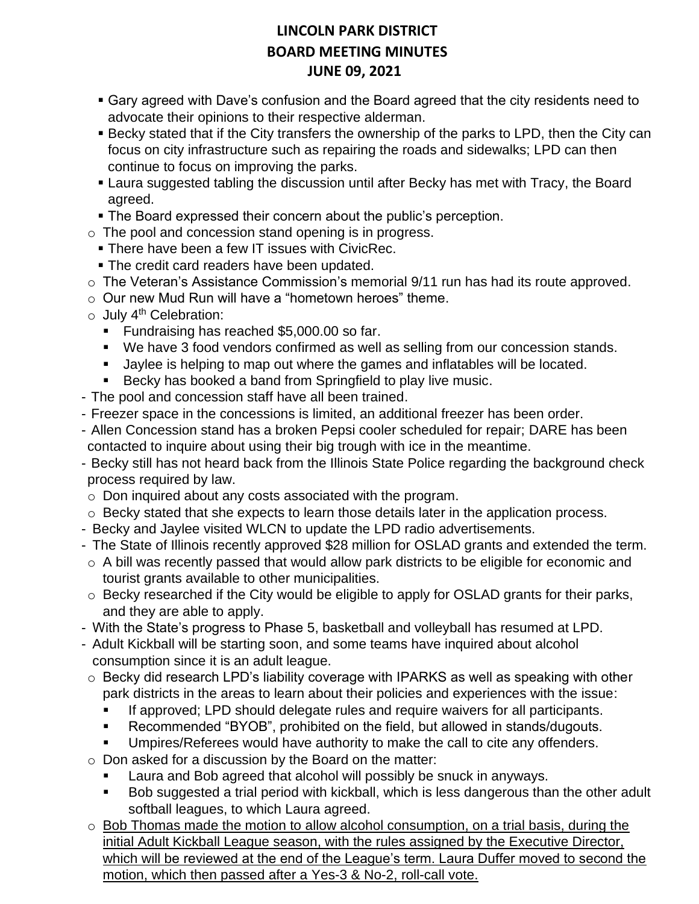**LINCOLN PARK DISTRICT**
**BOARD MEETING MINUTES**
**JUNE 09, 2021**

- Gary agreed with Dave's confusion and the Board agreed that the city residents need to advocate their opinions to their respective alderman.
- Becky stated that if the City transfers the ownership of the parks to LPD, then the City can focus on city infrastructure such as repairing the roads and sidewalks; LPD can then continue to focus on improving the parks.
- Laura suggested tabling the discussion until after Becky has met with Tracy, the Board agreed.
- The Board expressed their concern about the public's perception.

- The pool and concession stand opening is in progress.
  - There have been a few IT issues with CivicRec.
  - The credit card readers have been updated.
- The Veteran's Assistance Commission's memorial 9/11 run has had its route approved.
- Our new Mud Run will have a "hometown heroes" theme.
- July 4th Celebration:
  - Fundraising has reached $5,000.00 so far.
  - We have 3 food vendors confirmed as well as selling from our concession stands.
  - Jaylee is helping to map out where the games and inflatables will be located.
  - Becky has booked a band from Springfield to play live music.

- The pool and concession staff have all been trained.
- Freezer space in the concessions is limited, an additional freezer has been order.
- Allen Concession stand has a broken Pepsi cooler scheduled for repair; DARE has been contacted to inquire about using their big trough with ice in the meantime.
- Becky still has not heard back from the Illinois State Police regarding the background check process required by law.
  - Don inquired about any costs associated with the program.
  - Becky stated that she expects to learn those details later in the application process.
- Becky and Jaylee visited WLCN to update the LPD radio advertisements.
- The State of Illinois recently approved $28 million for OSLAD grants and extended the term.
  - A bill was recently passed that would allow park districts to be eligible for economic and tourist grants available to other municipalities.
  - Becky researched if the City would be eligible to apply for OSLAD grants for their parks, and they are able to apply.
- With the State's progress to Phase 5, basketball and volleyball has resumed at LPD.
- Adult Kickball will be starting soon, and some teams have inquired about alcohol consumption since it is an adult league.
  - Becky did research LPD's liability coverage with IPARKS as well as speaking with other park districts in the areas to learn about their policies and experiences with the issue:
    - If approved; LPD should delegate rules and require waivers for all participants.
    - Recommended "BYOB", prohibited on the field, but allowed in stands/dugouts.
    - Umpires/Referees would have authority to make the call to cite any offenders.
  - Don asked for a discussion by the Board on the matter:
    - Laura and Bob agreed that alcohol will possibly be snuck in anyways.
    - Bob suggested a trial period with kickball, which is less dangerous than the other adult softball leagues, to which Laura agreed.
  - <u>Bob Thomas made the motion to allow alcohol consumption, on a trial basis, during the initial Adult Kickball League season, with the rules assigned by the Executive Director, which will be reviewed at the end of the League's term. Laura Duffer moved to second the motion, which then passed after a Yes-3 & No-2, roll-call vote.</u>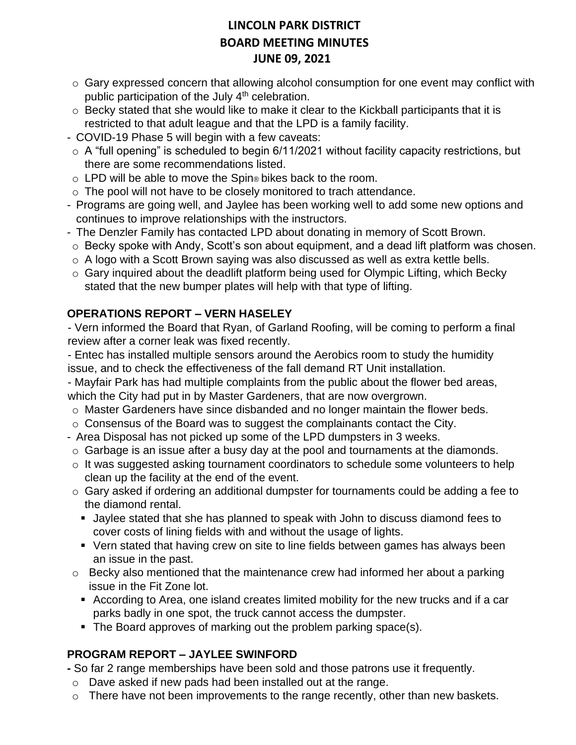- Gary expressed concern that allowing alcohol consumption for one event may conflict with public participation of the July 4th celebration.
  - Becky stated that she would like to make it clear to the Kickball participants that it is restricted to that adult league and that the LPD is a family facility.
- COVID-19 Phase 5 will begin with a few caveats:
  - A "full opening" is scheduled to begin 6/11/2021 without facility capacity restrictions, but there are some recommendations listed.
  - LPD will be able to move the Spin® bikes back to the room.
  - The pool will not have to be closely monitored to trach attendance.
- Programs are going well, and Jaylee has been working well to add some new options and continues to improve relationships with the instructors.
- The Denzler Family has contacted LPD about donating in memory of Scott Brown.
  - Becky spoke with Andy, Scott's son about equipment, and a dead lift platform was chosen.
  - A logo with a Scott Brown saying was also discussed as well as extra kettle bells.
  - Gary inquired about the deadlift platform being used for Olympic Lifting, which Becky stated that the new bumper plates will help with that type of lifting.

## OPERATIONS REPORT – VERN HASELEY

- Vern informed the Board that Ryan, of Garland Roofing, will be coming to perform a final review after a corner leak was fixed recently.
- Entec has installed multiple sensors around the Aerobics room to study the humidity issue, and to check the effectiveness of the fall demand RT Unit installation.
- Mayfair Park has had multiple complaints from the public about the flower bed areas, which the City had put in by Master Gardeners, that are now overgrown.
  - Master Gardeners have since disbanded and no longer maintain the flower beds.
  - Consensus of the Board was to suggest the complainants contact the City.
- Area Disposal has not picked up some of the LPD dumpsters in 3 weeks.
  - Garbage is an issue after a busy day at the pool and tournaments at the diamonds.
  - It was suggested asking tournament coordinators to schedule some volunteers to help clean up the facility at the end of the event.
  - Gary asked if ordering an additional dumpster for tournaments could be adding a fee to the diamond rental.
    - Jaylee stated that she has planned to speak with John to discuss diamond fees to cover costs of lining fields with and without the usage of lights.
    - Vern stated that having crew on site to line fields between games has always been an issue in the past.
  - Becky also mentioned that the maintenance crew had informed her about a parking issue in the Fit Zone lot.
    - According to Area, one island creates limited mobility for the new trucks and if a car parks badly in one spot, the truck cannot access the dumpster.
    - The Board approves of marking out the problem parking space(s).

## PROGRAM REPORT – JAYLEE SWINFORD

- So far 2 range memberships have been sold and those patrons use it frequently.
  - Dave asked if new pads had been installed out at the range.
  - There have not been improvements to the range recently, other than new baskets.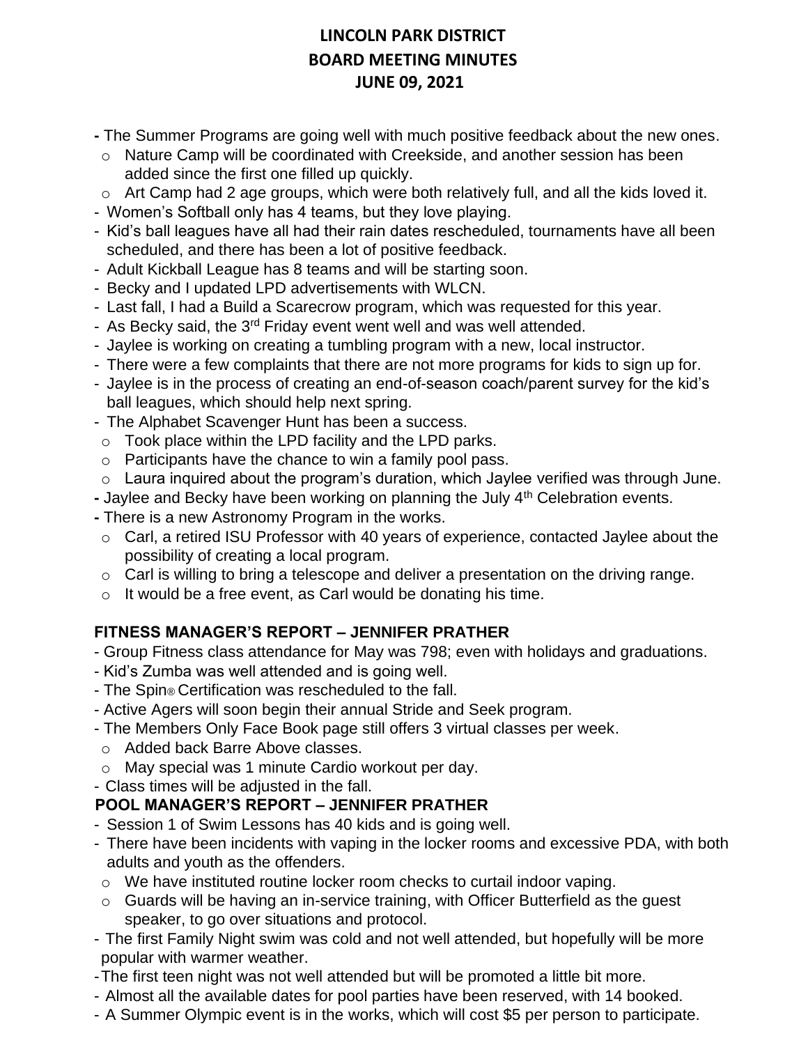# LINCOLN PARK DISTRICT
# BOARD MEETING MINUTES
# JUNE 09, 2021

- The Summer Programs are going well with much positive feedback about the new ones.
  - Nature Camp will be coordinated with Creekside, and another session has been added since the first one filled up quickly.
  - Art Camp had 2 age groups, which were both relatively full, and all the kids loved it.
- Women's Softball only has 4 teams, but they love playing.
- Kid's ball leagues have all had their rain dates rescheduled, tournaments have all been scheduled, and there has been a lot of positive feedback.
- Adult Kickball League has 8 teams and will be starting soon.
- Becky and I updated LPD advertisements with WLCN.
- Last fall, I had a Build a Scarecrow program, which was requested for this year.
- As Becky said, the 3rd Friday event went well and was well attended.
- Jaylee is working on creating a tumbling program with a new, local instructor.
- There were a few complaints that there are not more programs for kids to sign up for.
- Jaylee is in the process of creating an end-of-season coach/parent survey for the kid's ball leagues, which should help next spring.
- The Alphabet Scavenger Hunt has been a success.
  - Took place within the LPD facility and the LPD parks.
  - Participants have the chance to win a family pool pass.
  - Laura inquired about the program's duration, which Jaylee verified was through June.
- Jaylee and Becky have been working on planning the July 4th Celebration events.
- There is a new Astronomy Program in the works.
  - Carl, a retired ISU Professor with 40 years of experience, contacted Jaylee about the possibility of creating a local program.
  - Carl is willing to bring a telescope and deliver a presentation on the driving range.
  - It would be a free event, as Carl would be donating his time.

## FITNESS MANAGER'S REPORT – JENNIFER PRATHER

- Group Fitness class attendance for May was 798; even with holidays and graduations.
- Kid's Zumba was well attended and is going well.
- The Spin® Certification was rescheduled to the fall.
- Active Agers will soon begin their annual Stride and Seek program.
- The Members Only Face Book page still offers 3 virtual classes per week.
  - Added back Barre Above classes.
  - May special was 1 minute Cardio workout per day.
- Class times will be adjusted in the fall.

## POOL MANAGER'S REPORT – JENNIFER PRATHER

- Session 1 of Swim Lessons has 40 kids and is going well.
- There have been incidents with vaping in the locker rooms and excessive PDA, with both adults and youth as the offenders.
  - We have instituted routine locker room checks to curtail indoor vaping.
  - Guards will be having an in-service training, with Officer Butterfield as the guest speaker, to go over situations and protocol.
- The first Family Night swim was cold and not well attended, but hopefully will be more popular with warmer weather.
- The first teen night was not well attended but will be promoted a little bit more.
- Almost all the available dates for pool parties have been reserved, with 14 booked.
- A Summer Olympic event is in the works, which will cost $5 per person to participate.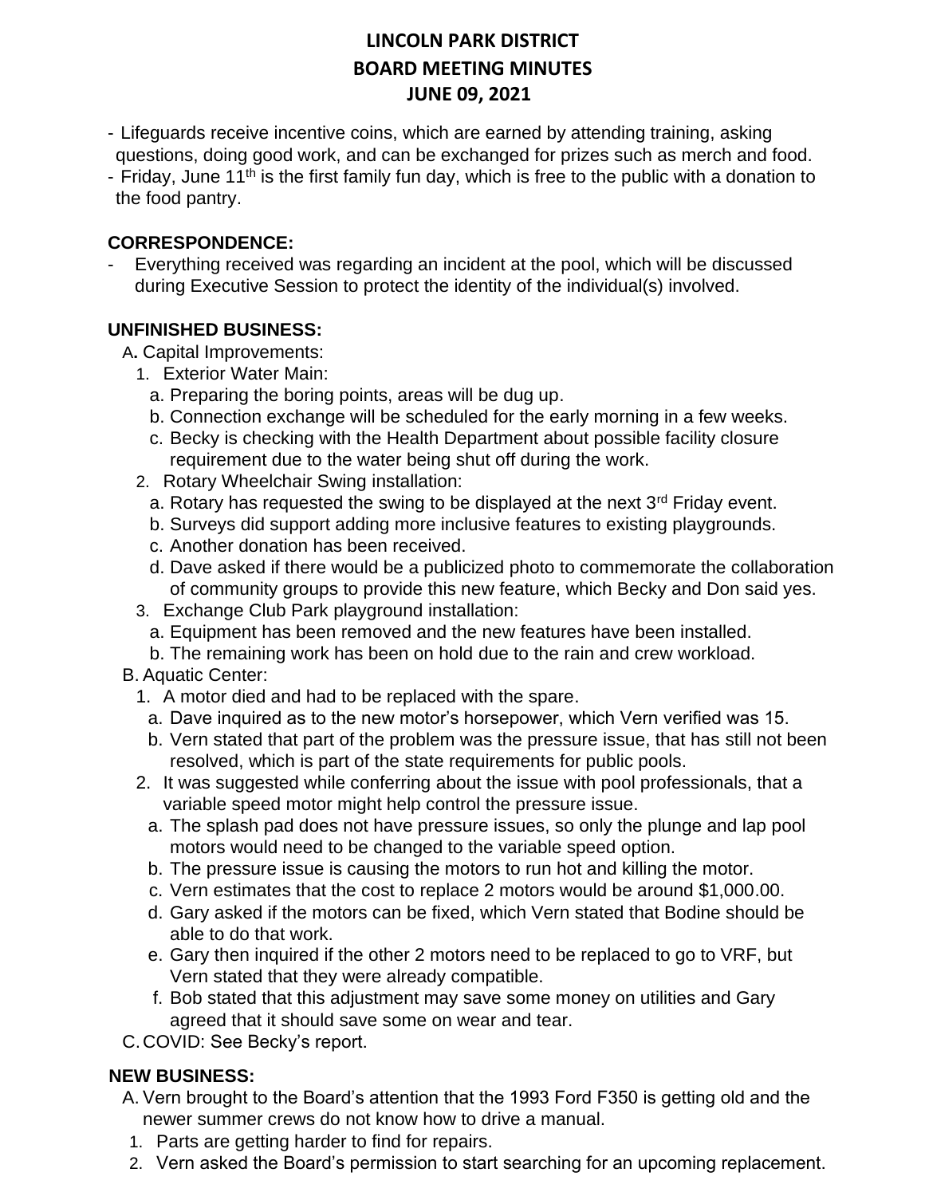# LINCOLN PARK DISTRICT
# BOARD MEETING MINUTES
# JUNE 09, 2021

- Lifeguards receive incentive coins, which are earned by attending training, asking questions, doing good work, and can be exchanged for prizes such as merch and food.
- Friday, June 11th is the first family fun day, which is free to the public with a donation to the food pantry.

**CORRESPONDENCE:**

- Everything received was regarding an incident at the pool, which will be discussed during Executive Session to protect the identity of the individual(s) involved.

**UNFINISHED BUSINESS:**

A. Capital Improvements:
1. Exterior Water Main:
   a. Preparing the boring points, areas will be dug up.
   b. Connection exchange will be scheduled for the early morning in a few weeks.
   c. Becky is checking with the Health Department about possible facility closure requirement due to the water being shut off during the work.
2. Rotary Wheelchair Swing installation:
   a. Rotary has requested the swing to be displayed at the next 3rd Friday event.
   b. Surveys did support adding more inclusive features to existing playgrounds.
   c. Another donation has been received.
   d. Dave asked if there would be a publicized photo to commemorate the collaboration of community groups to provide this new feature, which Becky and Don said yes.
3. Exchange Club Park playground installation:
   a. Equipment has been removed and the new features have been installed.
   b. The remaining work has been on hold due to the rain and crew workload.

B. Aquatic Center:
1. A motor died and had to be replaced with the spare.
   a. Dave inquired as to the new motor's horsepower, which Vern verified was 15.
   b. Vern stated that part of the problem was the pressure issue, that has still not been resolved, which is part of the state requirements for public pools.
2. It was suggested while conferring about the issue with pool professionals, that a variable speed motor might help control the pressure issue.
   a. The splash pad does not have pressure issues, so only the plunge and lap pool motors would need to be changed to the variable speed option.
   b. The pressure issue is causing the motors to run hot and killing the motor.
   c. Vern estimates that the cost to replace 2 motors would be around $1,000.00.
   d. Gary asked if the motors can be fixed, which Vern stated that Bodine should be able to do that work.
   e. Gary then inquired if the other 2 motors need to be replaced to go to VRF, but Vern stated that they were already compatible.
   f. Bob stated that this adjustment may save some money on utilities and Gary agreed that it should save some on wear and tear.

C. COVID: See Becky's report.

**NEW BUSINESS:**

A. Vern brought to the Board's attention that the 1993 Ford F350 is getting old and the newer summer crews do not know how to drive a manual.
1. Parts are getting harder to find for repairs.
2. Vern asked the Board's permission to start searching for an upcoming replacement.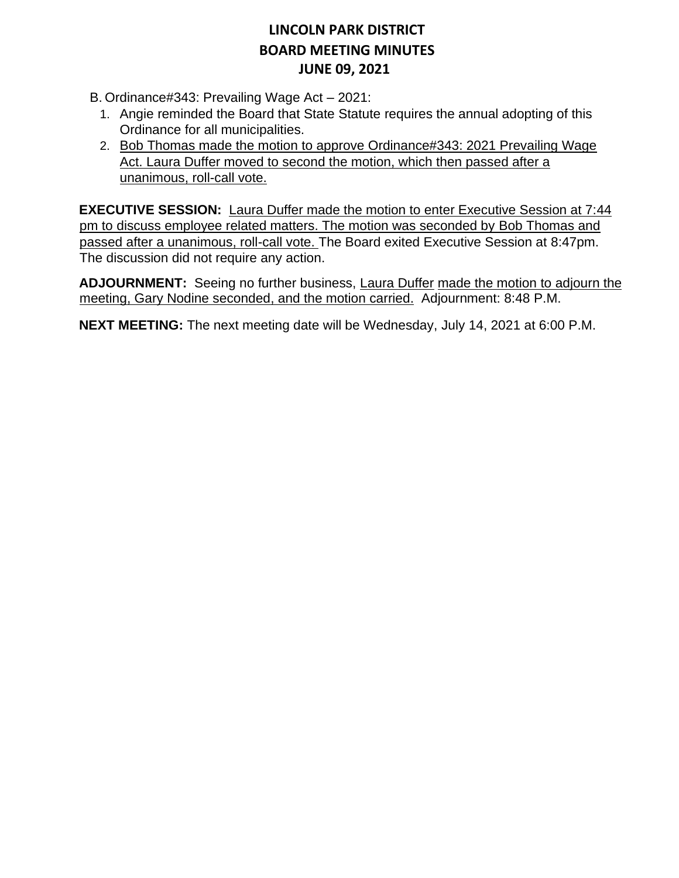B. Ordinance#343: Prevailing Wage Act – 2021:

1. Angie reminded the Board that State Statute requires the annual adopting of this Ordinance for all municipalities.
2. Bob Thomas made the motion to approve Ordinance#343: 2021 Prevailing Wage Act. Laura Duffer moved to second the motion, which then passed after a unanimous, roll-call vote.

**EXECUTIVE SESSION:** Laura Duffer made the motion to enter Executive Session at 7:44 pm to discuss employee related matters. The motion was seconded by Bob Thomas and passed after a unanimous, roll-call vote. The Board exited Executive Session at 8:47pm. The discussion did not require any action.

**ADJOURNMENT:** Seeing no further business, Laura Duffer made the motion to adjourn the meeting, Gary Nodine seconded, and the motion carried. Adjournment: 8:48 P.M.

**NEXT MEETING:** The next meeting date will be Wednesday, July 14, 2021 at 6:00 P.M.